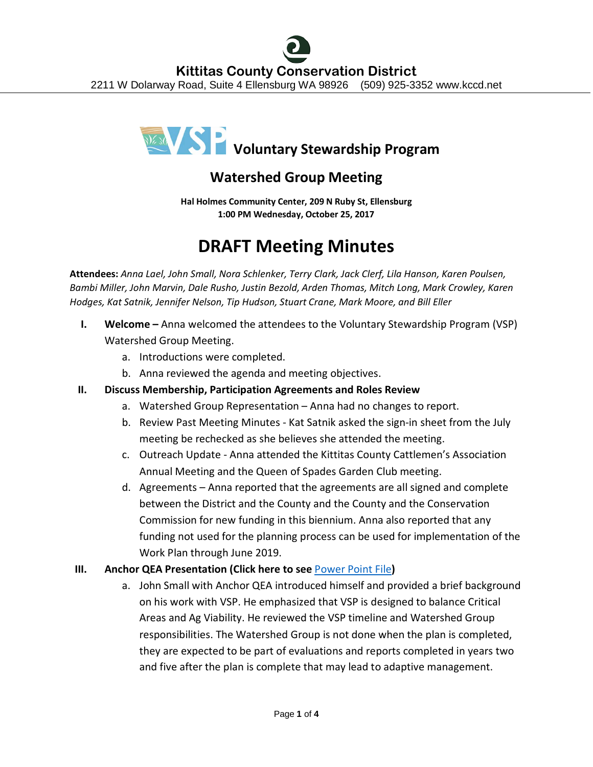# Kittitas County Conservation District

2211 W Dolarway Road, Suite 4 Ellensburg WA 98926 (509) 925-3352 www.kccd.net

## Voluntary Stewardship Program

## Watershed Group Meeting

**Hal Holmes Community Center, 209 N Ruby St, Ellensburg**
**1:00 PM Wednesday, October 25, 2017**

# DRAFT Meeting Minutes

**Attendees:** *Anna Lael, John Small, Nora Schlenker, Terry Clark, Jack Clerf, Lila Hanson, Karen Poulsen, Bambi Miller, John Marvin, Dale Rusho, Justin Bezold, Arden Thomas, Mitch Long, Mark Crowley, Karen Hodges, Kat Satnik, Jennifer Nelson, Tip Hudson, Stuart Crane, Mark Moore, and Bill Eller*

I. **Welcome –** Anna welcomed the attendees to the Voluntary Stewardship Program (VSP) Watershed Group Meeting.
   a. Introductions were completed.
   b. Anna reviewed the agenda and meeting objectives.

II. **Discuss Membership, Participation Agreements and Roles Review**
   a. Watershed Group Representation – Anna had no changes to report.
   b. Review Past Meeting Minutes - Kat Satnik asked the sign-in sheet from the July meeting be rechecked as she believes she attended the meeting.
   c. Outreach Update - Anna attended the Kittitas County Cattlemen's Association Annual Meeting and the Queen of Spades Garden Club meeting.
   d. Agreements – Anna reported that the agreements are all signed and complete between the District and the County and the County and the Conservation Commission for new funding in this biennium. Anna also reported that any funding not used for the planning process can be used for implementation of the Work Plan through June 2019.

III. **Anchor QEA Presentation (Click here to see Power Point File)**
   a. John Small with Anchor QEA introduced himself and provided a brief background on his work with VSP. He emphasized that VSP is designed to balance Critical Areas and Ag Viability. He reviewed the VSP timeline and Watershed Group responsibilities. The Watershed Group is not done when the plan is completed, they are expected to be part of evaluations and reports completed in years two and five after the plan is complete that may lead to adaptive management.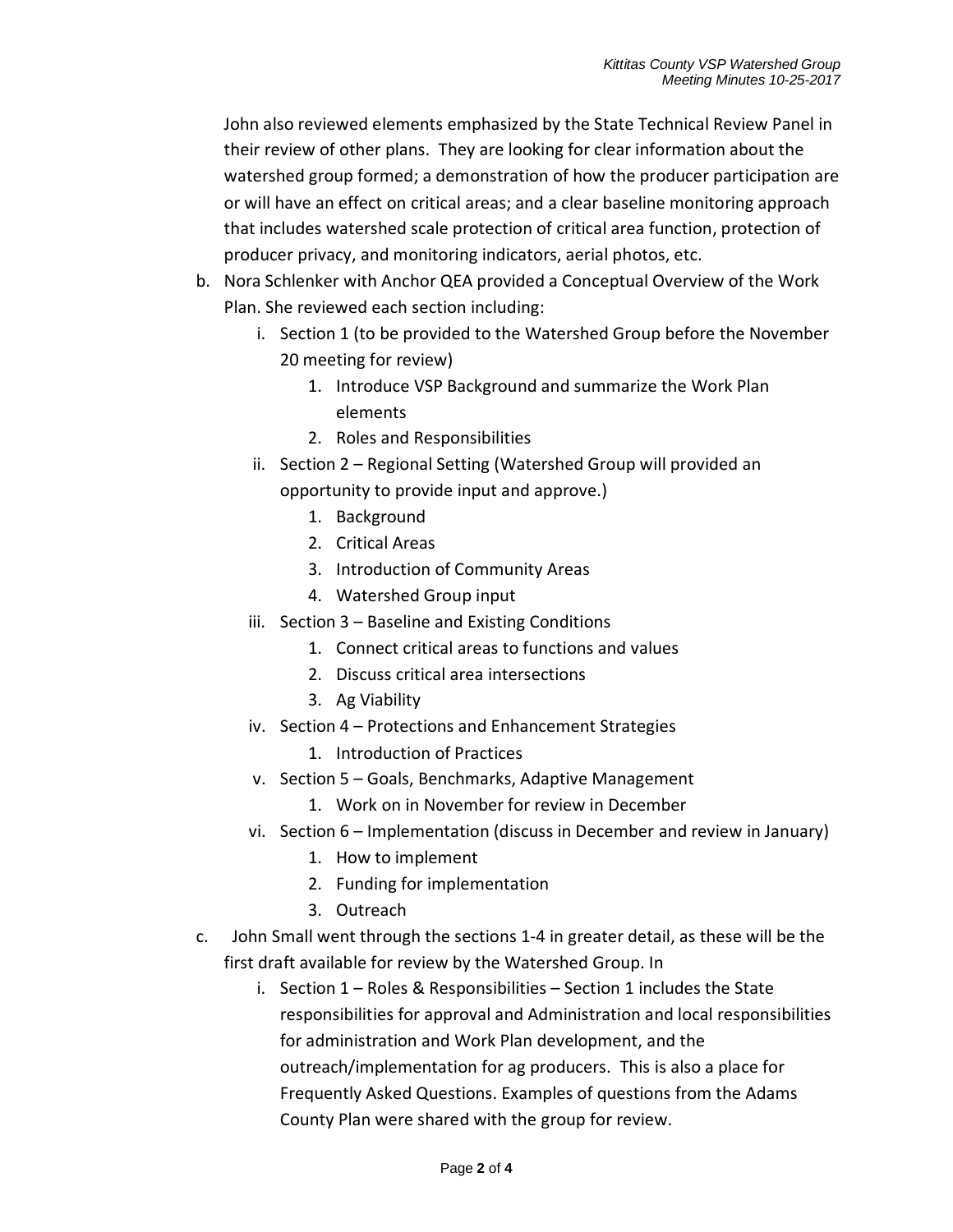John also reviewed elements emphasized by the State Technical Review Panel in their review of other plans. They are looking for clear information about the watershed group formed; a demonstration of how the producer participation are or will have an effect on critical areas; and a clear baseline monitoring approach that includes watershed scale protection of critical area function, protection of producer privacy, and monitoring indicators, aerial photos, etc.

b. Nora Schlenker with Anchor QEA provided a Conceptual Overview of the Work Plan. She reviewed each section including:
   i. Section 1 (to be provided to the Watershed Group before the November 20 meeting for review)
      1. Introduce VSP Background and summarize the Work Plan elements
      2. Roles and Responsibilities
   ii. Section 2 – Regional Setting (Watershed Group will provided an opportunity to provide input and approve.)
      1. Background
      2. Critical Areas
      3. Introduction of Community Areas
      4. Watershed Group input
   iii. Section 3 – Baseline and Existing Conditions
      1. Connect critical areas to functions and values
      2. Discuss critical area intersections
      3. Ag Viability
   iv. Section 4 – Protections and Enhancement Strategies
      1. Introduction of Practices
   v. Section 5 – Goals, Benchmarks, Adaptive Management
      1. Work on in November for review in December
   vi. Section 6 – Implementation (discuss in December and review in January)
      1. How to implement
      2. Funding for implementation
      3. Outreach

c. John Small went through the sections 1-4 in greater detail, as these will be the first draft available for review by the Watershed Group. In
   i. Section 1 – Roles & Responsibilities – Section 1 includes the State responsibilities for approval and Administration and local responsibilities for administration and Work Plan development, and the outreach/implementation for ag producers. This is also a place for Frequently Asked Questions. Examples of questions from the Adams County Plan were shared with the group for review.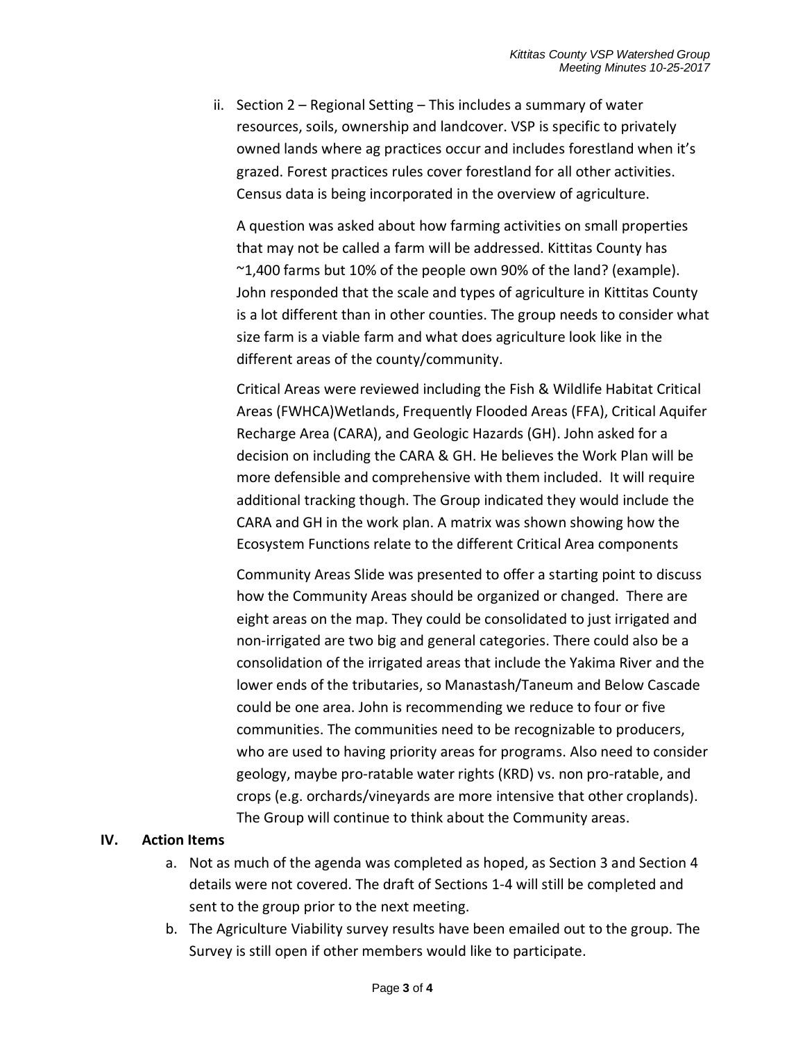ii. Section 2 – Regional Setting – This includes a summary of water resources, soils, ownership and landcover. VSP is specific to privately owned lands where ag practices occur and includes forestland when it's grazed. Forest practices rules cover forestland for all other activities. Census data is being incorporated in the overview of agriculture.

   A question was asked about how farming activities on small properties that may not be called a farm will be addressed. Kittitas County has ~1,400 farms but 10% of the people own 90% of the land? (example). John responded that the scale and types of agriculture in Kittitas County is a lot different than in other counties. The group needs to consider what size farm is a viable farm and what does agriculture look like in the different areas of the county/community.

   Critical Areas were reviewed including the Fish & Wildlife Habitat Critical Areas (FWHCA)Wetlands, Frequently Flooded Areas (FFA), Critical Aquifer Recharge Area (CARA), and Geologic Hazards (GH). John asked for a decision on including the CARA & GH. He believes the Work Plan will be more defensible and comprehensive with them included. It will require additional tracking though. The Group indicated they would include the CARA and GH in the work plan. A matrix was shown showing how the Ecosystem Functions relate to the different Critical Area components

   Community Areas Slide was presented to offer a starting point to discuss how the Community Areas should be organized or changed. There are eight areas on the map. They could be consolidated to just irrigated and non-irrigated are two big and general categories. There could also be a consolidation of the irrigated areas that include the Yakima River and the lower ends of the tributaries, so Manastash/Taneum and Below Cascade could be one area. John is recommending we reduce to four or five communities. The communities need to be recognizable to producers, who are used to having priority areas for programs. Also need to consider geology, maybe pro-ratable water rights (KRD) vs. non pro-ratable, and crops (e.g. orchards/vineyards are more intensive that other croplands). The Group will continue to think about the Community areas.

## IV. Action Items

a. Not as much of the agenda was completed as hoped, as Section 3 and Section 4 details were not covered. The draft of Sections 1-4 will still be completed and sent to the group prior to the next meeting.

b. The Agriculture Viability survey results have been emailed out to the group. The Survey is still open if other members would like to participate.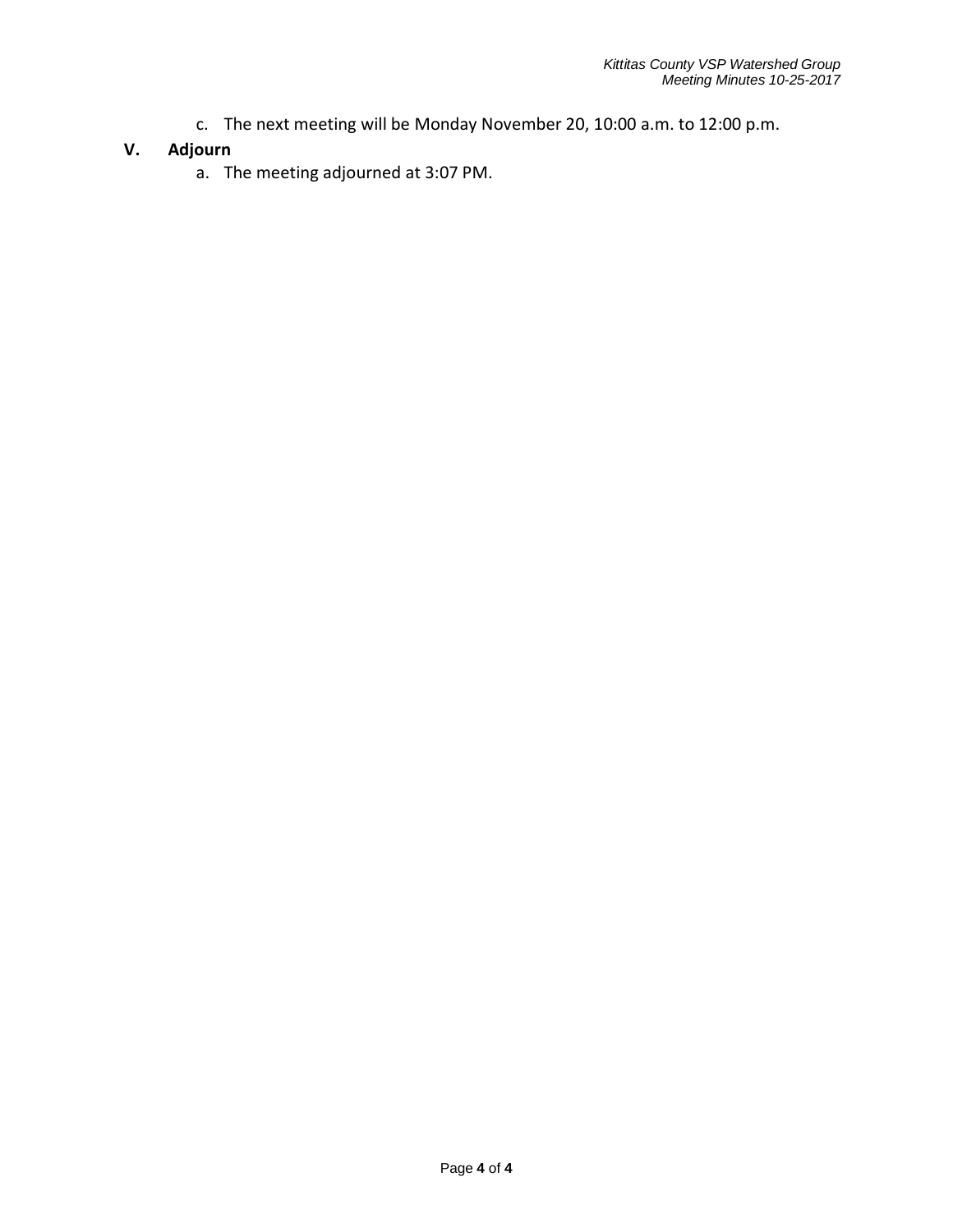c. The next meeting will be Monday November 20, 10:00 a.m. to 12:00 p.m.

## V. Adjourn

a. The meeting adjourned at 3:07 PM.